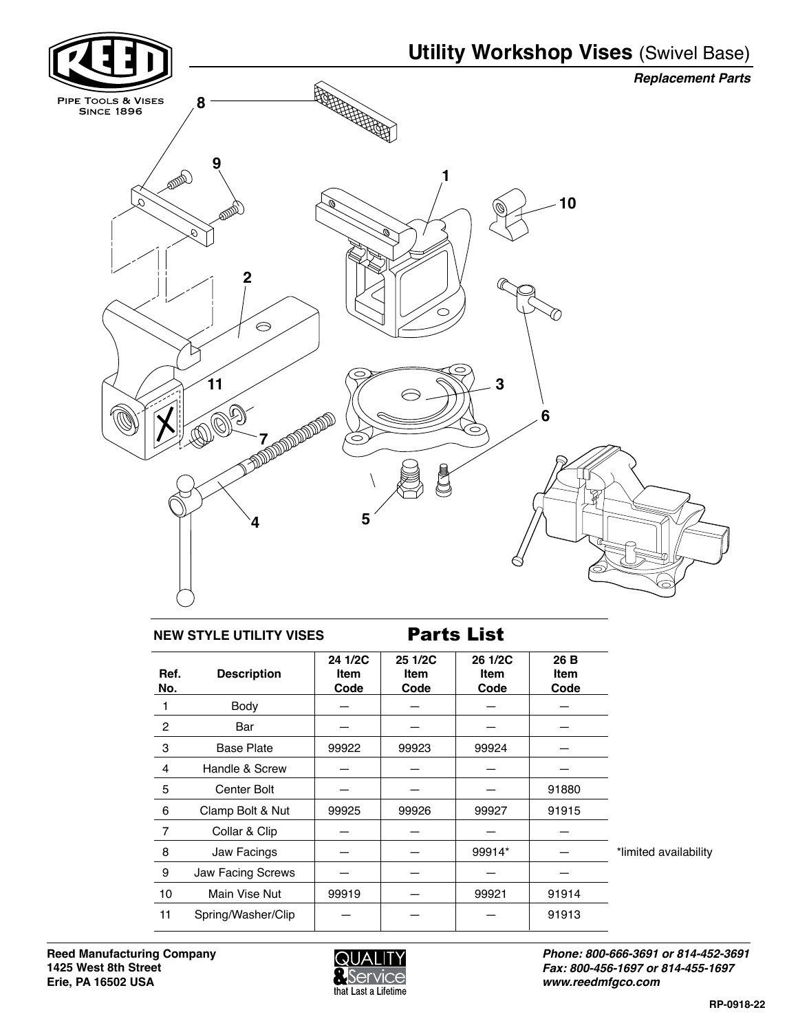REED

PIPE TOOLS & VISES
SINCE 1896

# Utility Workshop Vises (Swivel Base)

***Replacement Parts***

8

9

1

10

2

11

3

6

7

4

5

**NEW STYLE UTILITY VISES** — **Parts List**

| Ref. No. | Description | 24 1/2C Item Code | 25 1/2C Item Code | 26 1/2C Item Code | 26 B Item Code |
|---|---|---|---|---|---|
| 1 | Body | — | — | — | — |
| 2 | Bar | — | — | — | — |
| 3 | Base Plate | 99922 | 99923 | 99924 | — |
| 4 | Handle & Screw | — | — | — | — |
| 5 | Center Bolt | — | — | — | 91880 |
| 6 | Clamp Bolt & Nut | 99925 | 99926 | 99927 | 91915 |
| 7 | Collar & Clip | — | — | — | — |
| 8 | Jaw Facings | — | — | 99914* | — |
| 9 | Jaw Facing Screws | — | — | — | — |
| 10 | Main Vise Nut | 99919 | — | 99921 | 91914 |
| 11 | Spring/Washer/Clip | — | — | — | 91913 |

*limited availability

**Reed Manufacturing Company**
**1425 West 8th Street**
**Erie, PA 16502 USA**

QUALITY & Service that Last a Lifetime

***Phone: 800-666-3691 or 814-452-3691***
***Fax: 800-456-1697 or 814-455-1697***
***www.reedmfgco.com***

**RP-0918-22**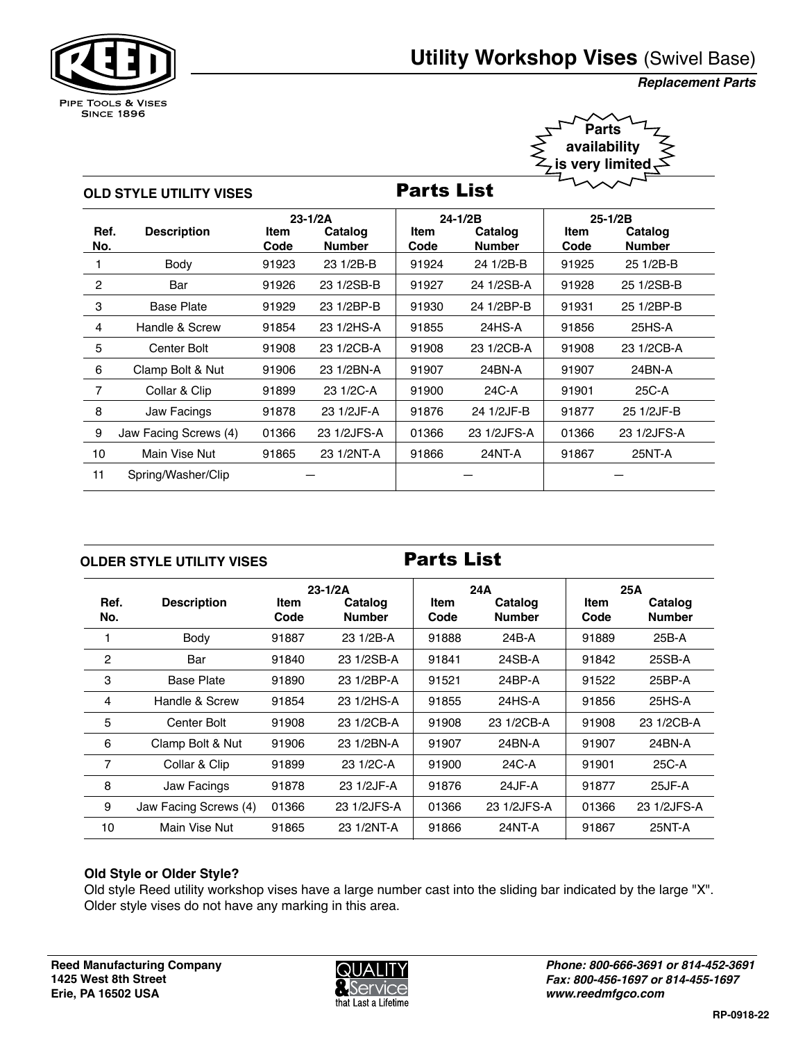PIPE TOOLS & VISES
SINCE 1896

# Utility Workshop Vises (Swivel Base)

***Replacement Parts***

**Parts availability is very limited**

## OLD STYLE UTILITY VISES — Parts List

| Ref. No. | Description | 23-1/2A | | 24-1/2B | | 25-1/2B | |
|---|---|---|---|---|---|---|---|
| | | Item Code | Catalog Number | Item Code | Catalog Number | Item Code | Catalog Number |
| 1 | Body | 91923 | 23 1/2B-B | 91924 | 24 1/2B-B | 91925 | 25 1/2B-B |
| 2 | Bar | 91926 | 23 1/2SB-B | 91927 | 24 1/2SB-A | 91928 | 25 1/2SB-B |
| 3 | Base Plate | 91929 | 23 1/2BP-B | 91930 | 24 1/2BP-B | 91931 | 25 1/2BP-B |
| 4 | Handle & Screw | 91854 | 23 1/2HS-A | 91855 | 24HS-A | 91856 | 25HS-A |
| 5 | Center Bolt | 91908 | 23 1/2CB-A | 91908 | 23 1/2CB-A | 91908 | 23 1/2CB-A |
| 6 | Clamp Bolt & Nut | 91906 | 23 1/2BN-A | 91907 | 24BN-A | 91907 | 24BN-A |
| 7 | Collar & Clip | 91899 | 23 1/2C-A | 91900 | 24C-A | 91901 | 25C-A |
| 8 | Jaw Facings | 91878 | 23 1/2JF-A | 91876 | 24 1/2JF-B | 91877 | 25 1/2JF-B |
| 9 | Jaw Facing Screws (4) | 01366 | 23 1/2JFS-A | 01366 | 23 1/2JFS-A | 01366 | 23 1/2JFS-A |
| 10 | Main Vise Nut | 91865 | 23 1/2NT-A | 91866 | 24NT-A | 91867 | 25NT-A |
| 11 | Spring/Washer/Clip | — | | — | | — | |

## OLDER STYLE UTILITY VISES — Parts List

| Ref. No. | Description | 23-1/2A | | 24A | | 25A | |
|---|---|---|---|---|---|---|---|
| | | Item Code | Catalog Number | Item Code | Catalog Number | Item Code | Catalog Number |
| 1 | Body | 91887 | 23 1/2B-A | 91888 | 24B-A | 91889 | 25B-A |
| 2 | Bar | 91840 | 23 1/2SB-A | 91841 | 24SB-A | 91842 | 25SB-A |
| 3 | Base Plate | 91890 | 23 1/2BP-A | 91521 | 24BP-A | 91522 | 25BP-A |
| 4 | Handle & Screw | 91854 | 23 1/2HS-A | 91855 | 24HS-A | 91856 | 25HS-A |
| 5 | Center Bolt | 91908 | 23 1/2CB-A | 91908 | 23 1/2CB-A | 91908 | 23 1/2CB-A |
| 6 | Clamp Bolt & Nut | 91906 | 23 1/2BN-A | 91907 | 24BN-A | 91907 | 24BN-A |
| 7 | Collar & Clip | 91899 | 23 1/2C-A | 91900 | 24C-A | 91901 | 25C-A |
| 8 | Jaw Facings | 91878 | 23 1/2JF-A | 91876 | 24JF-A | 91877 | 25JF-A |
| 9 | Jaw Facing Screws (4) | 01366 | 23 1/2JFS-A | 01366 | 23 1/2JFS-A | 01366 | 23 1/2JFS-A |
| 10 | Main Vise Nut | 91865 | 23 1/2NT-A | 91866 | 24NT-A | 91867 | 25NT-A |

**Old Style or Older Style?**

Old style Reed utility workshop vises have a large number cast into the sliding bar indicated by the large "X". Older style vises do not have any marking in this area.

**Reed Manufacturing Company**
**1425 West 8th Street**
**Erie, PA 16502 USA**

QUALITY & Service that Last a Lifetime

***Phone: 800-666-3691 or 814-452-3691***
***Fax: 800-456-1697 or 814-455-1697***
***www.reedmfgco.com***

RP-0918-22